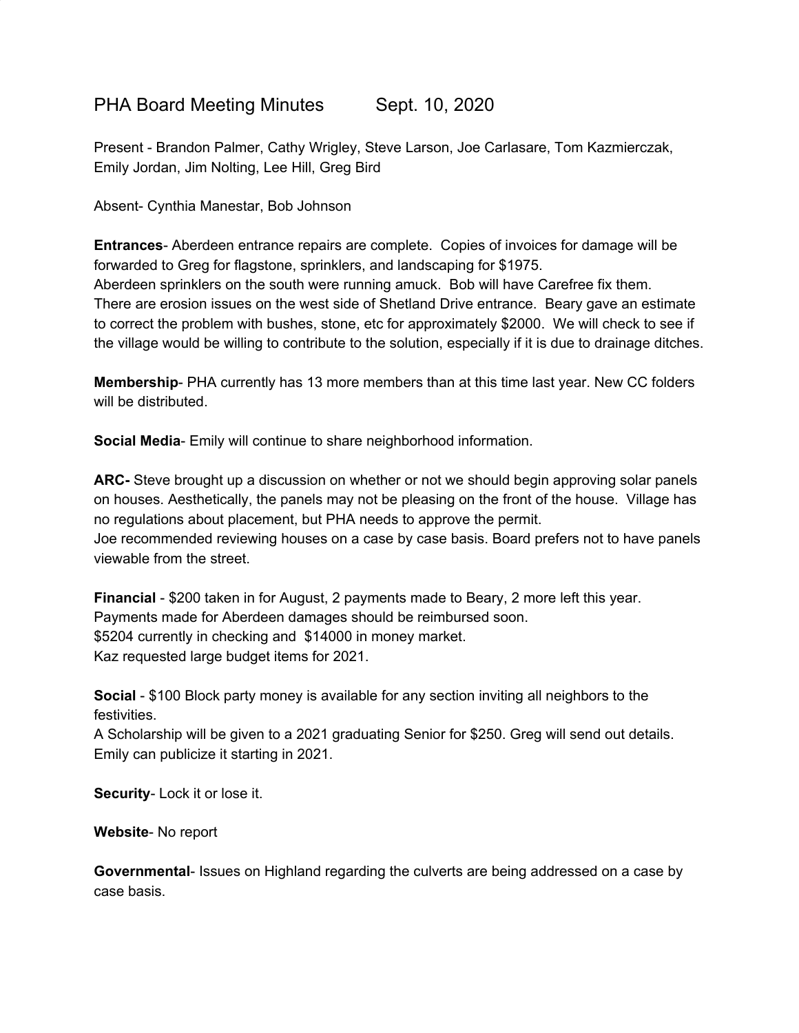# PHA Board Meeting Minutes Sept. 10, 2020

Present - Brandon Palmer, Cathy Wrigley, Steve Larson, Joe Carlasare, Tom Kazmierczak, Emily Jordan, Jim Nolting, Lee Hill, Greg Bird

Absent- Cynthia Manestar, Bob Johnson

**Entrances**- Aberdeen entrance repairs are complete. Copies of invoices for damage will be forwarded to Greg for flagstone, sprinklers, and landscaping for $1975.
Aberdeen sprinklers on the south were running amuck. Bob will have Carefree fix them.
There are erosion issues on the west side of Shetland Drive entrance. Beary gave an estimate to correct the problem with bushes, stone, etc for approximately $2000. We will check to see if the village would be willing to contribute to the solution, especially if it is due to drainage ditches.

**Membership**- PHA currently has 13 more members than at this time last year. New CC folders will be distributed.

**Social Media**- Emily will continue to share neighborhood information.

**ARC-** Steve brought up a discussion on whether or not we should begin approving solar panels on houses. Aesthetically, the panels may not be pleasing on the front of the house. Village has no regulations about placement, but PHA needs to approve the permit.
Joe recommended reviewing houses on a case by case basis. Board prefers not to have panels viewable from the street.

**Financial** - $200 taken in for August, 2 payments made to Beary, 2 more left this year.
Payments made for Aberdeen damages should be reimbursed soon.
$5204 currently in checking and $14000 in money market.
Kaz requested large budget items for 2021.

**Social** - $100 Block party money is available for any section inviting all neighbors to the festivities.
A Scholarship will be given to a 2021 graduating Senior for $250. Greg will send out details.
Emily can publicize it starting in 2021.

**Security**- Lock it or lose it.

**Website**- No report

**Governmental**- Issues on Highland regarding the culverts are being addressed on a case by case basis.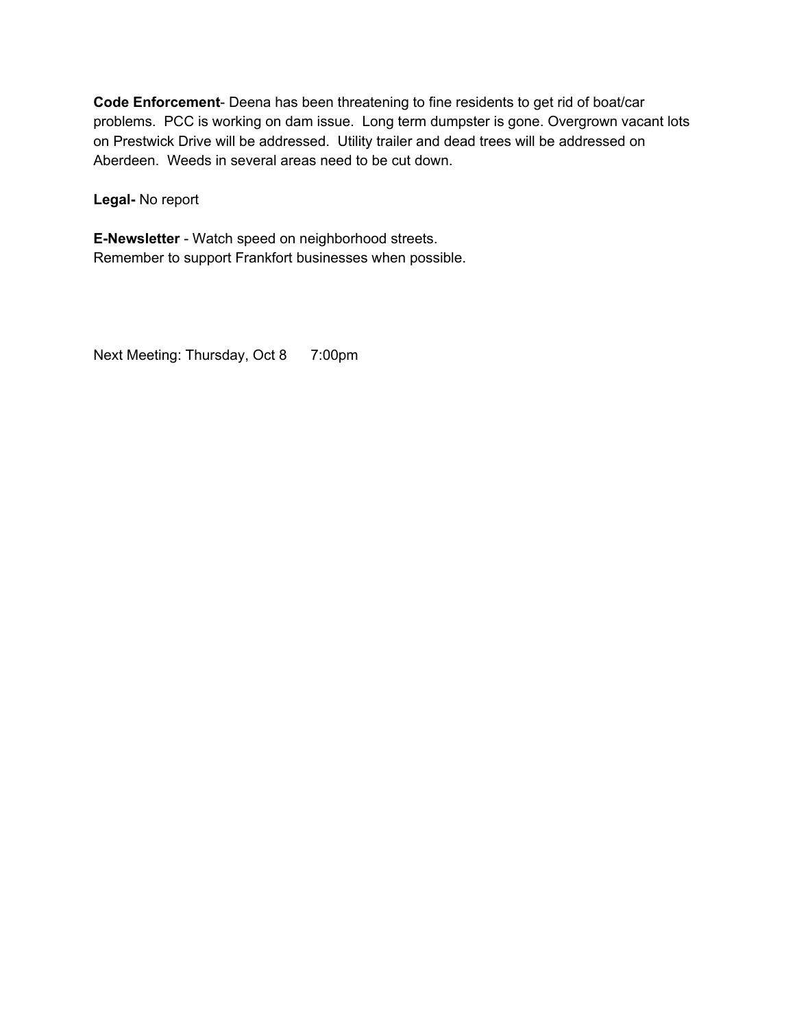**Code Enforcement**- Deena has been threatening to fine residents to get rid of boat/car problems. PCC is working on dam issue. Long term dumpster is gone. Overgrown vacant lots on Prestwick Drive will be addressed. Utility trailer and dead trees will be addressed on Aberdeen. Weeds in several areas need to be cut down.

**Legal-** No report

**E-Newsletter** - Watch speed on neighborhood streets.
Remember to support Frankfort businesses when possible.

Next Meeting: Thursday, Oct 8 7:00pm